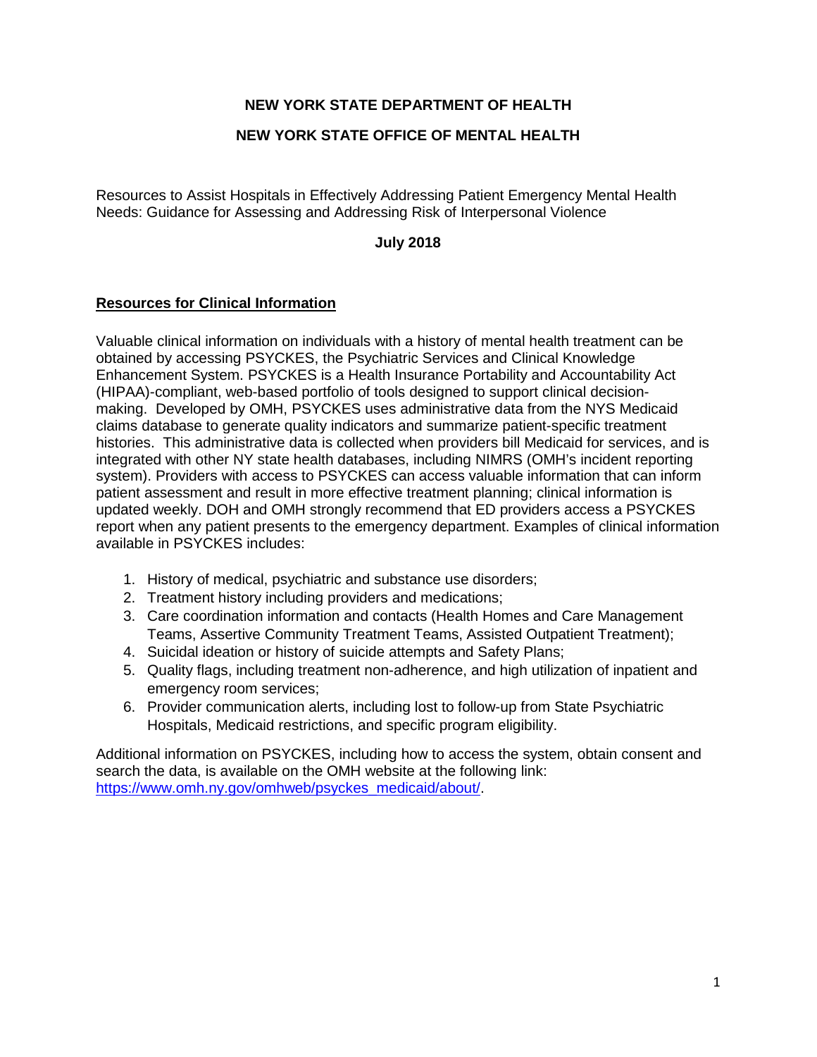**NEW YORK STATE DEPARTMENT OF HEALTH**

**NEW YORK STATE OFFICE OF MENTAL HEALTH**

Resources to Assist Hospitals in Effectively Addressing Patient Emergency Mental Health Needs: Guidance for Assessing and Addressing Risk of Interpersonal Violence

**July 2018**

## Resources for Clinical Information

Valuable clinical information on individuals with a history of mental health treatment can be obtained by accessing PSYCKES, the Psychiatric Services and Clinical Knowledge Enhancement System. PSYCKES is a Health Insurance Portability and Accountability Act (HIPAA)-compliant, web-based portfolio of tools designed to support clinical decision-making. Developed by OMH, PSYCKES uses administrative data from the NYS Medicaid claims database to generate quality indicators and summarize patient-specific treatment histories. This administrative data is collected when providers bill Medicaid for services, and is integrated with other NY state health databases, including NIMRS (OMH's incident reporting system). Providers with access to PSYCKES can access valuable information that can inform patient assessment and result in more effective treatment planning; clinical information is updated weekly. DOH and OMH strongly recommend that ED providers access a PSYCKES report when any patient presents to the emergency department. Examples of clinical information available in PSYCKES includes:

1. History of medical, psychiatric and substance use disorders;
2. Treatment history including providers and medications;
3. Care coordination information and contacts (Health Homes and Care Management Teams, Assertive Community Treatment Teams, Assisted Outpatient Treatment);
4. Suicidal ideation or history of suicide attempts and Safety Plans;
5. Quality flags, including treatment non-adherence, and high utilization of inpatient and emergency room services;
6. Provider communication alerts, including lost to follow-up from State Psychiatric Hospitals, Medicaid restrictions, and specific program eligibility.

Additional information on PSYCKES, including how to access the system, obtain consent and search the data, is available on the OMH website at the following link: [https://www.omh.ny.gov/omhweb/psyckes_medicaid/about/](https://www.omh.ny.gov/omhweb/psyckes_medicaid/about/).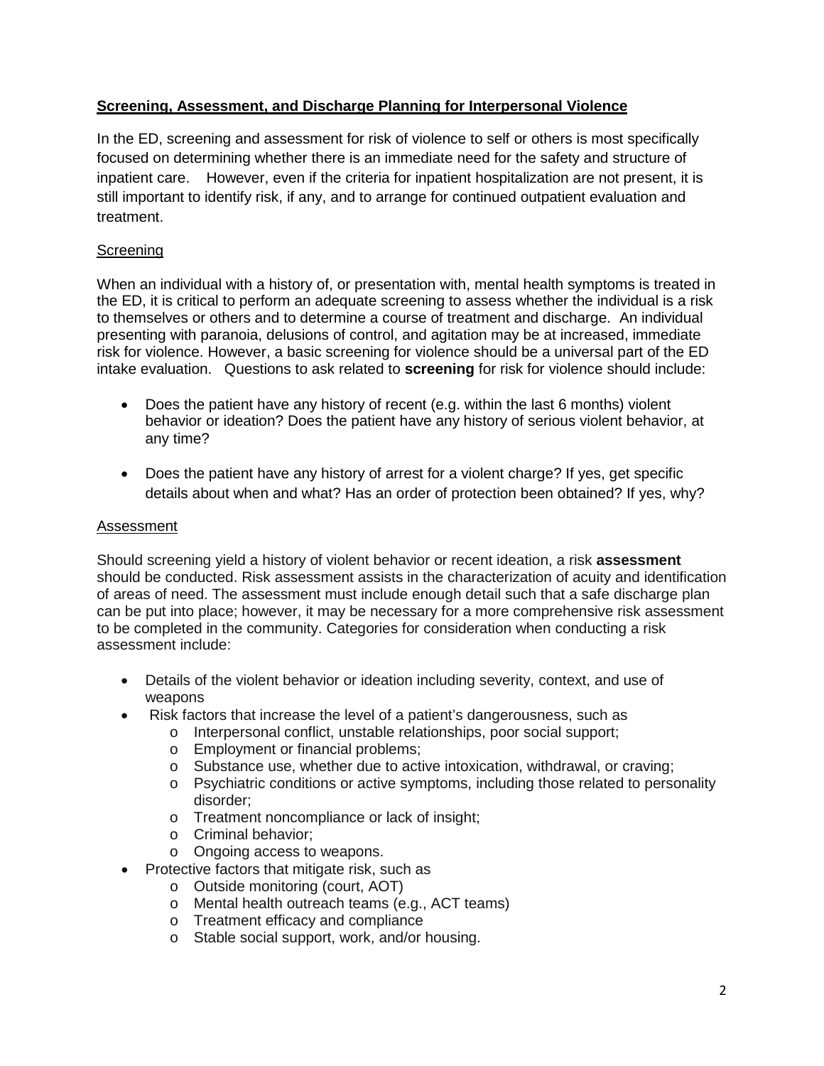## Screening, Assessment, and Discharge Planning for Interpersonal Violence

In the ED, screening and assessment for risk of violence to self or others is most specifically focused on determining whether there is an immediate need for the safety and structure of inpatient care. However, even if the criteria for inpatient hospitalization are not present, it is still important to identify risk, if any, and to arrange for continued outpatient evaluation and treatment.

### Screening

When an individual with a history of, or presentation with, mental health symptoms is treated in the ED, it is critical to perform an adequate screening to assess whether the individual is a risk to themselves or others and to determine a course of treatment and discharge. An individual presenting with paranoia, delusions of control, and agitation may be at increased, immediate risk for violence. However, a basic screening for violence should be a universal part of the ED intake evaluation. Questions to ask related to **screening** for risk for violence should include:

- Does the patient have any history of recent (e.g. within the last 6 months) violent behavior or ideation? Does the patient have any history of serious violent behavior, at any time?
- Does the patient have any history of arrest for a violent charge? If yes, get specific details about when and what? Has an order of protection been obtained? If yes, why?

### Assessment

Should screening yield a history of violent behavior or recent ideation, a risk **assessment** should be conducted. Risk assessment assists in the characterization of acuity and identification of areas of need. The assessment must include enough detail such that a safe discharge plan can be put into place; however, it may be necessary for a more comprehensive risk assessment to be completed in the community. Categories for consideration when conducting a risk assessment include:

- Details of the violent behavior or ideation including severity, context, and use of weapons
- Risk factors that increase the level of a patient's dangerousness, such as
  - Interpersonal conflict, unstable relationships, poor social support;
  - Employment or financial problems;
  - Substance use, whether due to active intoxication, withdrawal, or craving;
  - Psychiatric conditions or active symptoms, including those related to personality disorder;
  - Treatment noncompliance or lack of insight;
  - Criminal behavior;
  - Ongoing access to weapons.
- Protective factors that mitigate risk, such as
  - Outside monitoring (court, AOT)
  - Mental health outreach teams (e.g., ACT teams)
  - Treatment efficacy and compliance
  - Stable social support, work, and/or housing.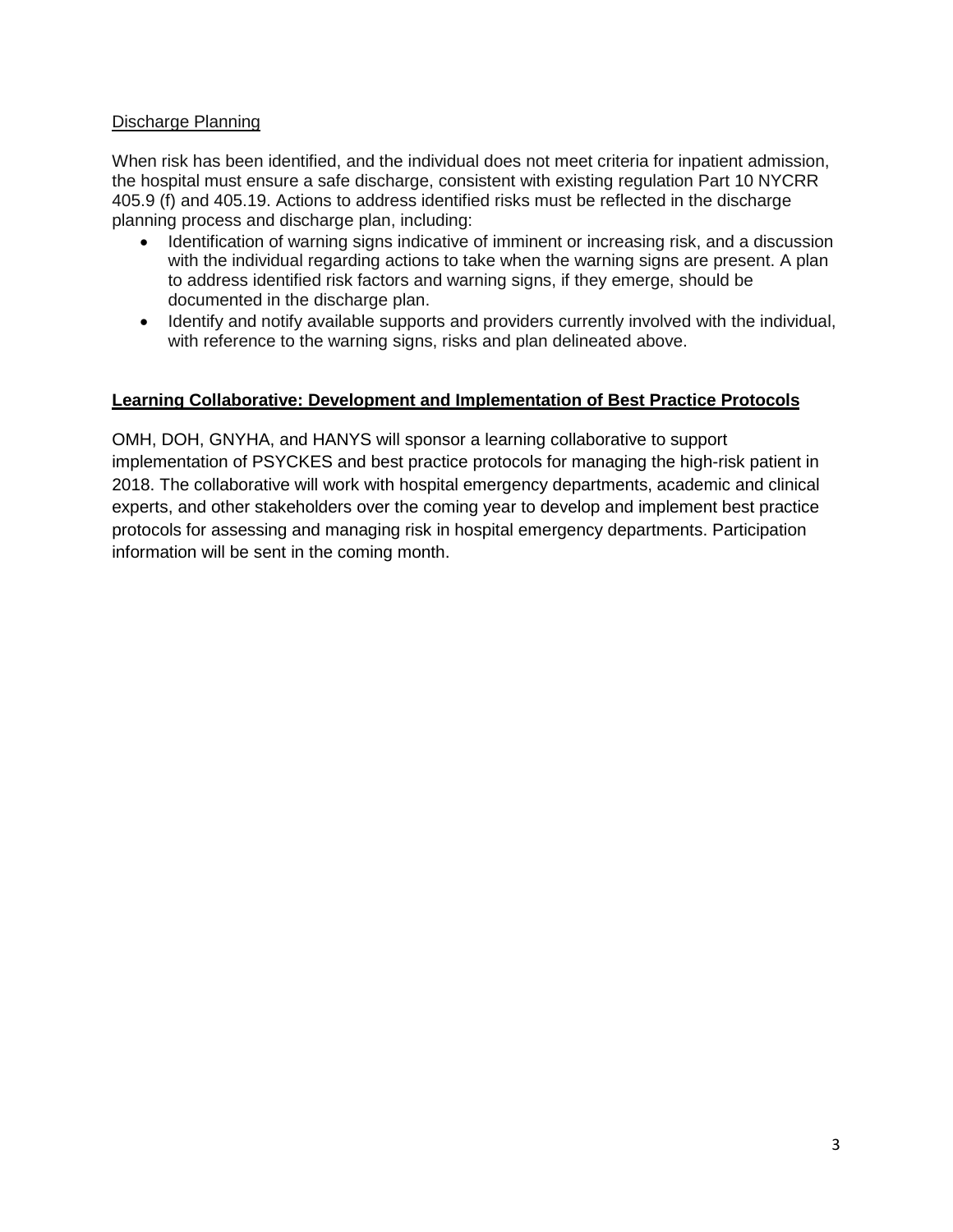Discharge Planning

When risk has been identified, and the individual does not meet criteria for inpatient admission, the hospital must ensure a safe discharge, consistent with existing regulation Part 10 NYCRR 405.9 (f) and 405.19. Actions to address identified risks must be reflected in the discharge planning process and discharge plan, including:

- Identification of warning signs indicative of imminent or increasing risk, and a discussion with the individual regarding actions to take when the warning signs are present. A plan to address identified risk factors and warning signs, if they emerge, should be documented in the discharge plan.
- Identify and notify available supports and providers currently involved with the individual, with reference to the warning signs, risks and plan delineated above.

**Learning Collaborative: Development and Implementation of Best Practice Protocols**

OMH, DOH, GNYHA, and HANYS will sponsor a learning collaborative to support implementation of PSYCKES and best practice protocols for managing the high-risk patient in 2018. The collaborative will work with hospital emergency departments, academic and clinical experts, and other stakeholders over the coming year to develop and implement best practice protocols for assessing and managing risk in hospital emergency departments. Participation information will be sent in the coming month.